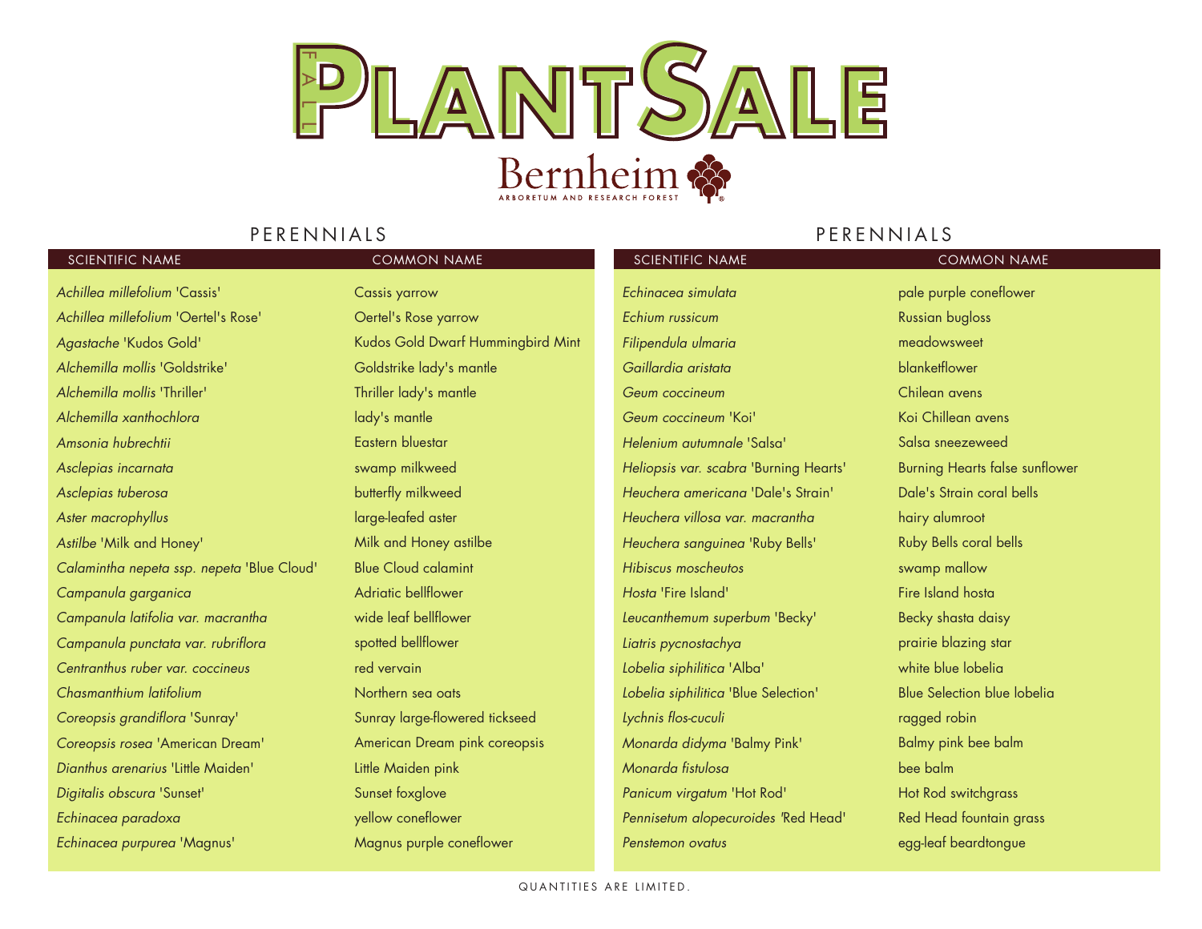# FALL PLANT SALE

Bernheim

ARBORETUM AND RESEARCH FOREST

## PERENNIALS

| SCIENTIFIC NAME | COMMON NAME |
| --- | --- |
| *Achillea millefolium* 'Cassis' | Cassis yarrow |
| *Achillea millefolium* 'Oertel's Rose' | Oertel's Rose yarrow |
| *Agastache* 'Kudos Gold' | Kudos Gold Dwarf Hummingbird Mint |
| *Alchemilla mollis* 'Goldstrike' | Goldstrike lady's mantle |
| *Alchemilla mollis* 'Thriller' | Thriller lady's mantle |
| *Alchemilla xanthochlora* | lady's mantle |
| *Amsonia hubrechtii* | Eastern bluestar |
| *Asclepias incarnata* | swamp milkweed |
| *Asclepias tuberosa* | butterfly milkweed |
| *Aster macrophyllus* | large-leafed aster |
| *Astilbe* 'Milk and Honey' | Milk and Honey astilbe |
| *Calamintha nepeta ssp. nepeta* 'Blue Cloud' | Blue Cloud calamint |
| *Campanula garganica* | Adriatic bellflower |
| *Campanula latifolia var. macrantha* | wide leaf bellflower |
| *Campanula punctata var. rubriflora* | spotted bellflower |
| *Centranthus ruber var. coccineus* | red vervain |
| *Chasmanthium latifolium* | Northern sea oats |
| *Coreopsis grandiflora* 'Sunray' | Sunray large-flowered tickseed |
| *Coreopsis rosea* 'American Dream' | American Dream pink coreopsis |
| *Dianthus arenarius* 'Little Maiden' | Little Maiden pink |
| *Digitalis obscura* 'Sunset' | Sunset foxglove |
| *Echinacea paradoxa* | yellow coneflower |
| *Echinacea purpurea* 'Magnus' | Magnus purple coneflower |
| *Echinacea simulata* | pale purple coneflower |
| *Echium russicum* | Russian bugloss |
| *Filipendula ulmaria* | meadowsweet |
| *Gaillardia aristata* | blanketflower |
| *Geum coccineum* | Chilean avens |
| *Geum coccineum* 'Koi' | Koi Chillean avens |
| *Helenium autumnale* 'Salsa' | Salsa sneezeweed |
| *Heliopsis var. scabra* 'Burning Hearts' | Burning Hearts false sunflower |
| *Heuchera americana* 'Dale's Strain' | Dale's Strain coral bells |
| *Heuchera villosa var. macrantha* | hairy alumroot |
| *Heuchera sanguinea* 'Ruby Bells' | Ruby Bells coral bells |
| *Hibiscus moscheutos* | swamp mallow |
| *Hosta* 'Fire Island' | Fire Island hosta |
| *Leucanthemum superbum* 'Becky' | Becky shasta daisy |
| *Liatris pycnostachya* | prairie blazing star |
| *Lobelia siphilitica* 'Alba' | white blue lobelia |
| *Lobelia siphilitica* 'Blue Selection' | Blue Selection blue lobelia |
| *Lychnis flos-cuculi* | ragged robin |
| *Monarda didyma* 'Balmy Pink' | Balmy pink bee balm |
| *Monarda fistulosa* | bee balm |
| *Panicum virgatum* 'Hot Rod' | Hot Rod switchgrass |
| *Pennisetum alopecuroides* 'Red Head' | Red Head fountain grass |
| *Penstemon ovatus* | egg-leaf beardtongue |

QUANTITIES ARE LIMITED.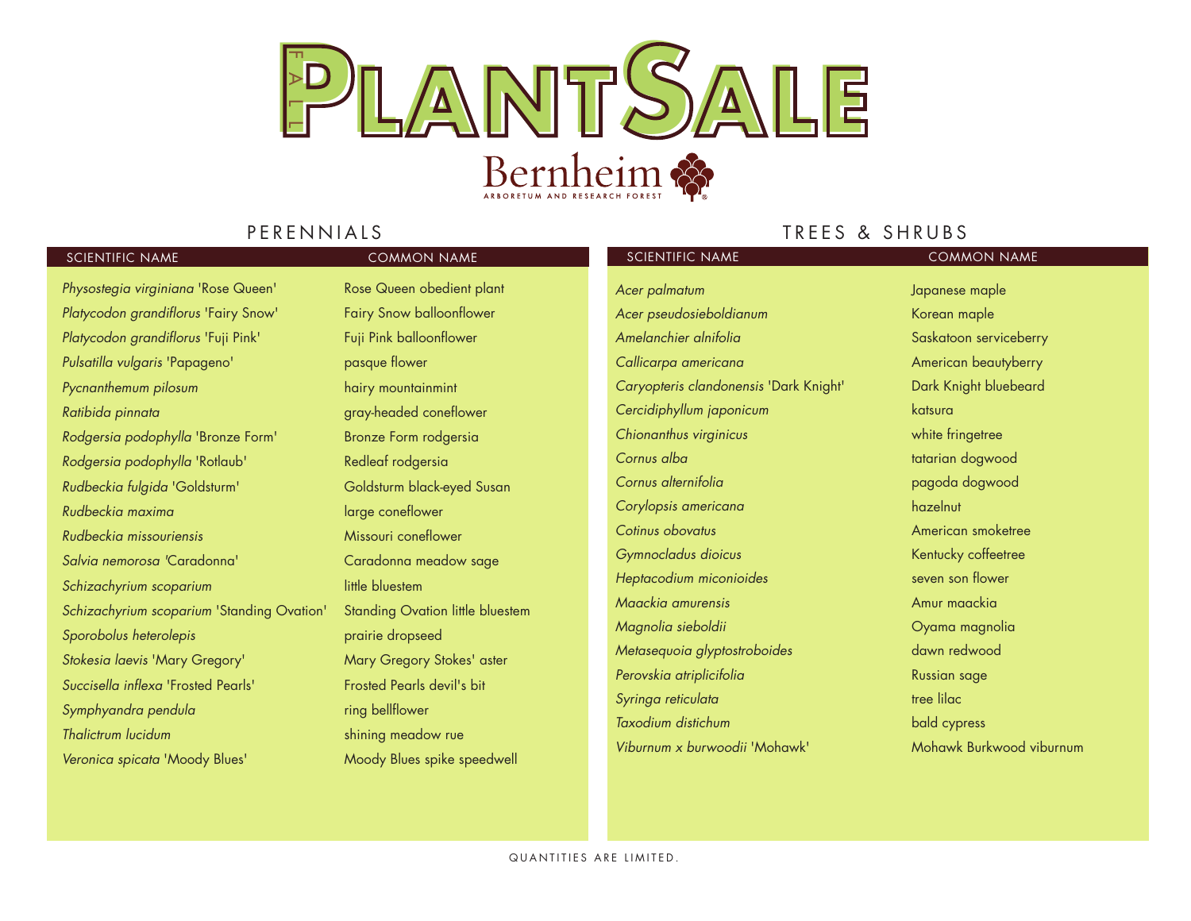# FALL PLANT SALE

Bernheim
ARBORETUM AND RESEARCH FOREST

## PERENNIALS

| SCIENTIFIC NAME | COMMON NAME |
|---|---|
| *Physostegia virginiana* 'Rose Queen' | Rose Queen obedient plant |
| *Platycodon grandiflorus* 'Fairy Snow' | Fairy Snow balloonflower |
| *Platycodon grandiflorus* 'Fuji Pink' | Fuji Pink balloonflower |
| *Pulsatilla vulgaris* 'Papageno' | pasque flower |
| *Pycnanthemum pilosum* | hairy mountainmint |
| *Ratibida pinnata* | gray-headed coneflower |
| *Rodgersia podophylla* 'Bronze Form' | Bronze Form rodgersia |
| *Rodgersia podophylla* 'Rotlaub' | Redleaf rodgersia |
| *Rudbeckia fulgida* 'Goldsturm' | Goldsturm black-eyed Susan |
| *Rudbeckia maxima* | large coneflower |
| *Rudbeckia missouriensis* | Missouri coneflower |
| *Salvia nemorosa 'Caradonna'* | Caradonna meadow sage |
| *Schizachyrium scoparium* | little bluestem |
| *Schizachyrium scoparium* 'Standing Ovation' | Standing Ovation little bluestem |
| *Sporobolus heterolepis* | prairie dropseed |
| *Stokesia laevis* 'Mary Gregory' | Mary Gregory Stokes' aster |
| *Succisella inflexa* 'Frosted Pearls' | Frosted Pearls devil's bit |
| *Symphyandra pendula* | ring bellflower |
| *Thalictrum lucidum* | shining meadow rue |
| *Veronica spicata* 'Moody Blues' | Moody Blues spike speedwell |

## TREES & SHRUBS

| SCIENTIFIC NAME | COMMON NAME |
|---|---|
| *Acer palmatum* | Japanese maple |
| *Acer pseudosieboldianum* | Korean maple |
| *Amelanchier alnifolia* | Saskatoon serviceberry |
| *Callicarpa americana* | American beautyberry |
| *Caryopteris clandonensis* 'Dark Knight' | Dark Knight bluebeard |
| *Cercidiphyllum japonicum* | katsura |
| *Chionanthus virginicus* | white fringetree |
| *Cornus alba* | tatarian dogwood |
| *Cornus alternifolia* | pagoda dogwood |
| *Corylopsis americana* | hazelnut |
| *Cotinus obovatus* | American smoketree |
| *Gymnocladus dioicus* | Kentucky coffeetree |
| *Heptacodium miconioides* | seven son flower |
| *Maackia amurensis* | Amur maackia |
| *Magnolia sieboldii* | Oyama magnolia |
| *Metasequoia glyptostroboides* | dawn redwood |
| *Perovskia atriplicifolia* | Russian sage |
| *Syringa reticulata* | tree lilac |
| *Taxodium distichum* | bald cypress |
| *Viburnum x burwoodii* 'Mohawk' | Mohawk Burkwood viburnum |

QUANTITIES ARE LIMITED.